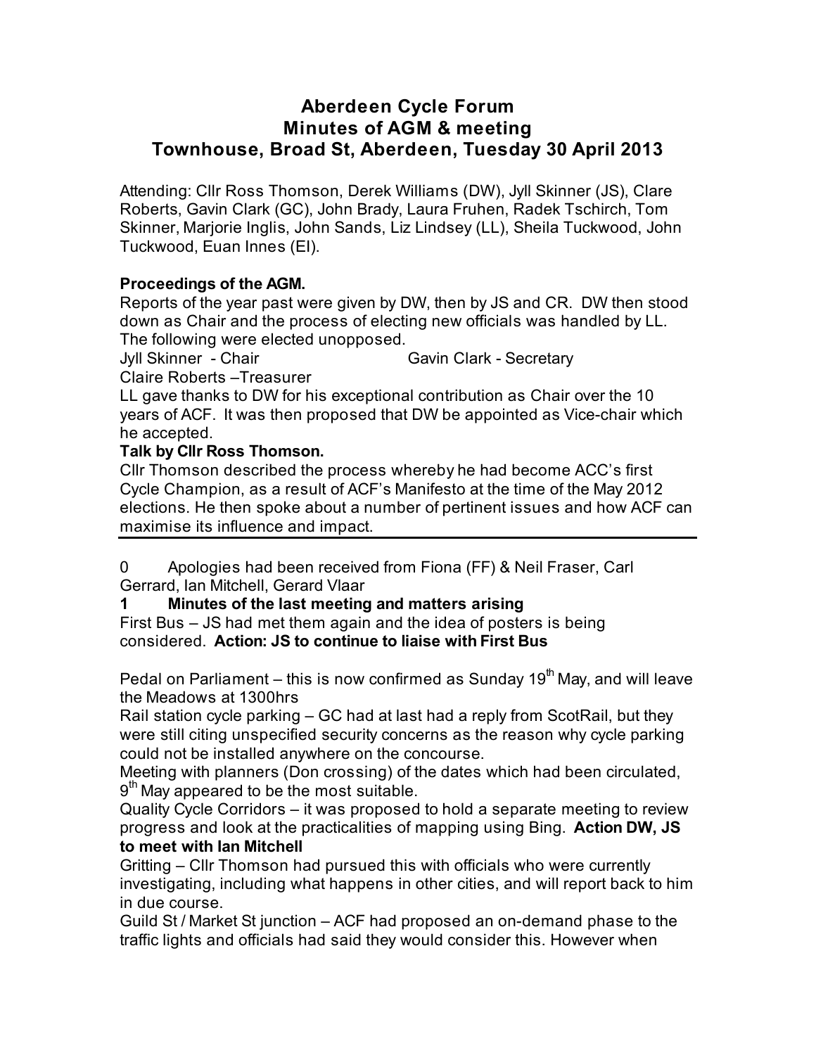# Aberdeen Cycle Forum
## Minutes of AGM & meeting
## Townhouse, Broad St, Aberdeen, Tuesday 30 April 2013

Attending: Cllr Ross Thomson, Derek Williams (DW), Jyll Skinner (JS), Clare Roberts, Gavin Clark (GC), John Brady, Laura Fruhen, Radek Tschirch, Tom Skinner, Marjorie Inglis, John Sands, Liz Lindsey (LL), Sheila Tuckwood, John Tuckwood, Euan Innes (EI).

**Proceedings of the AGM.**

Reports of the year past were given by DW, then by JS and CR. DW then stood down as Chair and the process of electing new officials was handled by LL. The following were elected unopposed.

Jyll Skinner - Chair
Gavin Clark - Secretary
Claire Roberts –Treasurer

LL gave thanks to DW for his exceptional contribution as Chair over the 10 years of ACF. It was then proposed that DW be appointed as Vice-chair which he accepted.

**Talk by Cllr Ross Thomson.**

Cllr Thomson described the process whereby he had become ACC's first Cycle Champion, as a result of ACF's Manifesto at the time of the May 2012 elections. He then spoke about a number of pertinent issues and how ACF can maximise its influence and impact.

---

0 Apologies had been received from Fiona (FF) & Neil Fraser, Carl Gerrard, Ian Mitchell, Gerard Vlaar

**1 Minutes of the last meeting and matters arising**

First Bus – JS had met them again and the idea of posters is being considered. **Action: JS to continue to liaise with First Bus**

Pedal on Parliament – this is now confirmed as Sunday 19th May, and will leave the Meadows at 1300hrs

Rail station cycle parking – GC had at last had a reply from ScotRail, but they were still citing unspecified security concerns as the reason why cycle parking could not be installed anywhere on the concourse.

Meeting with planners (Don crossing) of the dates which had been circulated, 9th May appeared to be the most suitable.

Quality Cycle Corridors – it was proposed to hold a separate meeting to review progress and look at the practicalities of mapping using Bing. **Action DW, JS to meet with Ian Mitchell**

Gritting – Cllr Thomson had pursued this with officials who were currently investigating, including what happens in other cities, and will report back to him in due course.

Guild St / Market St junction – ACF had proposed an on-demand phase to the traffic lights and officials had said they would consider this. However when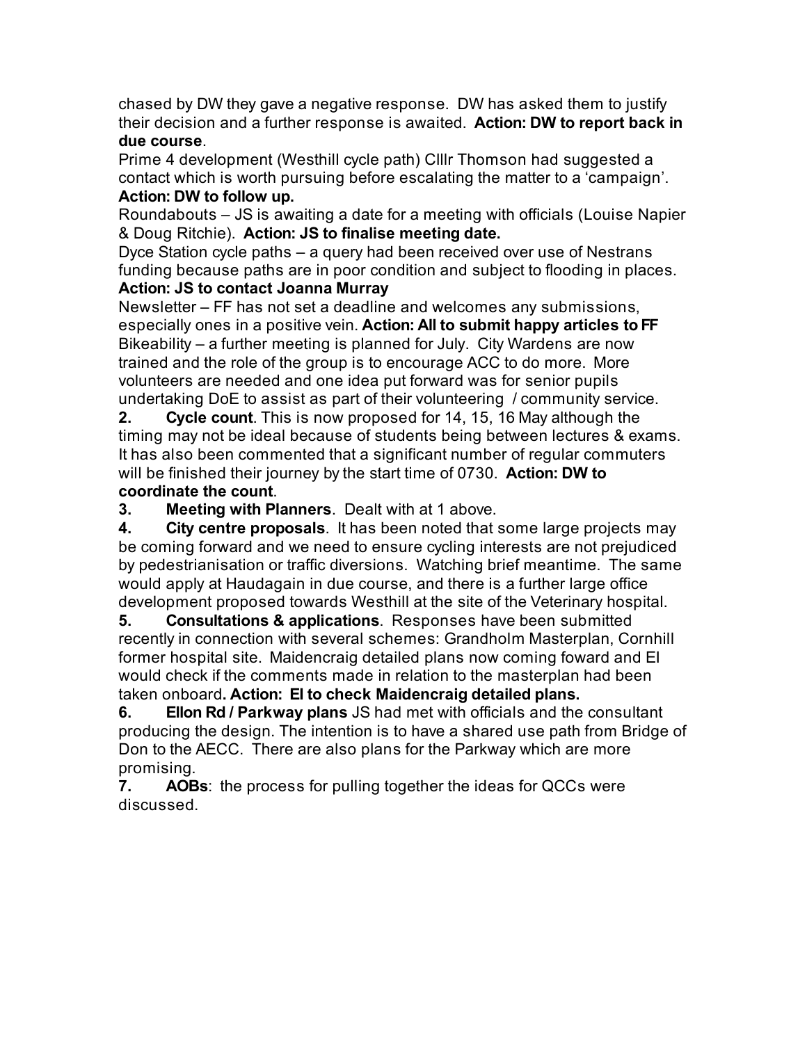chased by DW they gave a negative response. DW has asked them to justify their decision and a further response is awaited. **Action: DW to report back in due course**.

Prime 4 development (Westhill cycle path) Clllr Thomson had suggested a contact which is worth pursuing before escalating the matter to a 'campaign'. **Action: DW to follow up.**

Roundabouts – JS is awaiting a date for a meeting with officials (Louise Napier & Doug Ritchie). **Action: JS to finalise meeting date.**

Dyce Station cycle paths – a query had been received over use of Nestrans funding because paths are in poor condition and subject to flooding in places. **Action: JS to contact Joanna Murray**

Newsletter – FF has not set a deadline and welcomes any submissions, especially ones in a positive vein. **Action: All to submit happy articles to FF**

Bikeability – a further meeting is planned for July. City Wardens are now trained and the role of the group is to encourage ACC to do more. More volunteers are needed and one idea put forward was for senior pupils undertaking DoE to assist as part of their volunteering / community service.

**2. Cycle count**. This is now proposed for 14, 15, 16 May although the timing may not be ideal because of students being between lectures & exams. It has also been commented that a significant number of regular commuters will be finished their journey by the start time of 0730. **Action: DW to coordinate the count**.

**3. Meeting with Planners**. Dealt with at 1 above.

**4. City centre proposals**. It has been noted that some large projects may be coming forward and we need to ensure cycling interests are not prejudiced by pedestrianisation or traffic diversions. Watching brief meantime. The same would apply at Haudagain in due course, and there is a further large office development proposed towards Westhill at the site of the Veterinary hospital.

**5. Consultations & applications**. Responses have been submitted recently in connection with several schemes: Grandholm Masterplan, Cornhill former hospital site. Maidencraig detailed plans now coming foward and EI would check if the comments made in relation to the masterplan had been taken onboard**. Action: EI to check Maidencraig detailed plans.**

**6. Ellon Rd / Parkway plans** JS had met with officials and the consultant producing the design. The intention is to have a shared use path from Bridge of Don to the AECC. There are also plans for the Parkway which are more promising.

**7. AOBs**: the process for pulling together the ideas for QCCs were discussed.